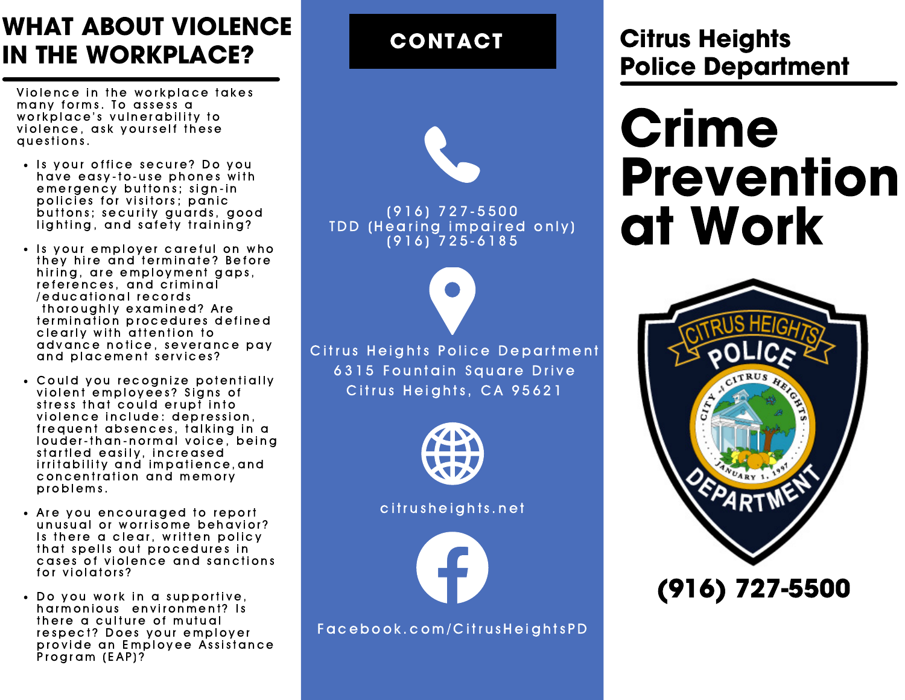## WHAT ABOUT VIOLENCE IN THE WORKPLACE?

Violence in the workplace takes many forms. To assess a workplace's vulnerability to violence, ask yourself these questions.

- Is your office secure? Do you have easy-to-use phones with emergency buttons; sign-in policies for visitors; panic buttons; security guards, good lighting, and safety training?
- Is your employer careful on who they hire and terminate? Before hiring, are employment gaps, references, and criminal /educational records thoroughly examined? Are termination procedures defined clearly with attention to advance notice, severance pay and placement services?
- Could you recognize potentially violent employees? Signs of stress that could erupt into violence include: depression, frequent absences, talking in a louder-than-normal voice, being startled easily, increased irritability and impatience,and concentration and memory problems.
- Are you encouraged to report unusual or worrisome behavior? Is there a clear, written policy that spells out procedures in cases of violence and sanctions for violators?
- Do you work in a supportive, harmonious environment? Is there a culture of mutual respect? Does your employer provide an Employee Assistance Program (EAP)?

## CONTACT

(916) 727-5500
TDD (Hearing impaired only)
(916) 725-6185

Citrus Heights Police Department
6315 Fountain Square Drive
Citrus Heights, CA 95621

citrusheights.net

Facebook.com/CitrusHeightsPD

## Citrus Heights Police Department

# Crime Prevention at Work

CITRUS HEIGHTS POLICE DEPARTMENT
CITY of CITRUS HEIGHTS
JANUARY 1, 1997

**(916) 727-5500**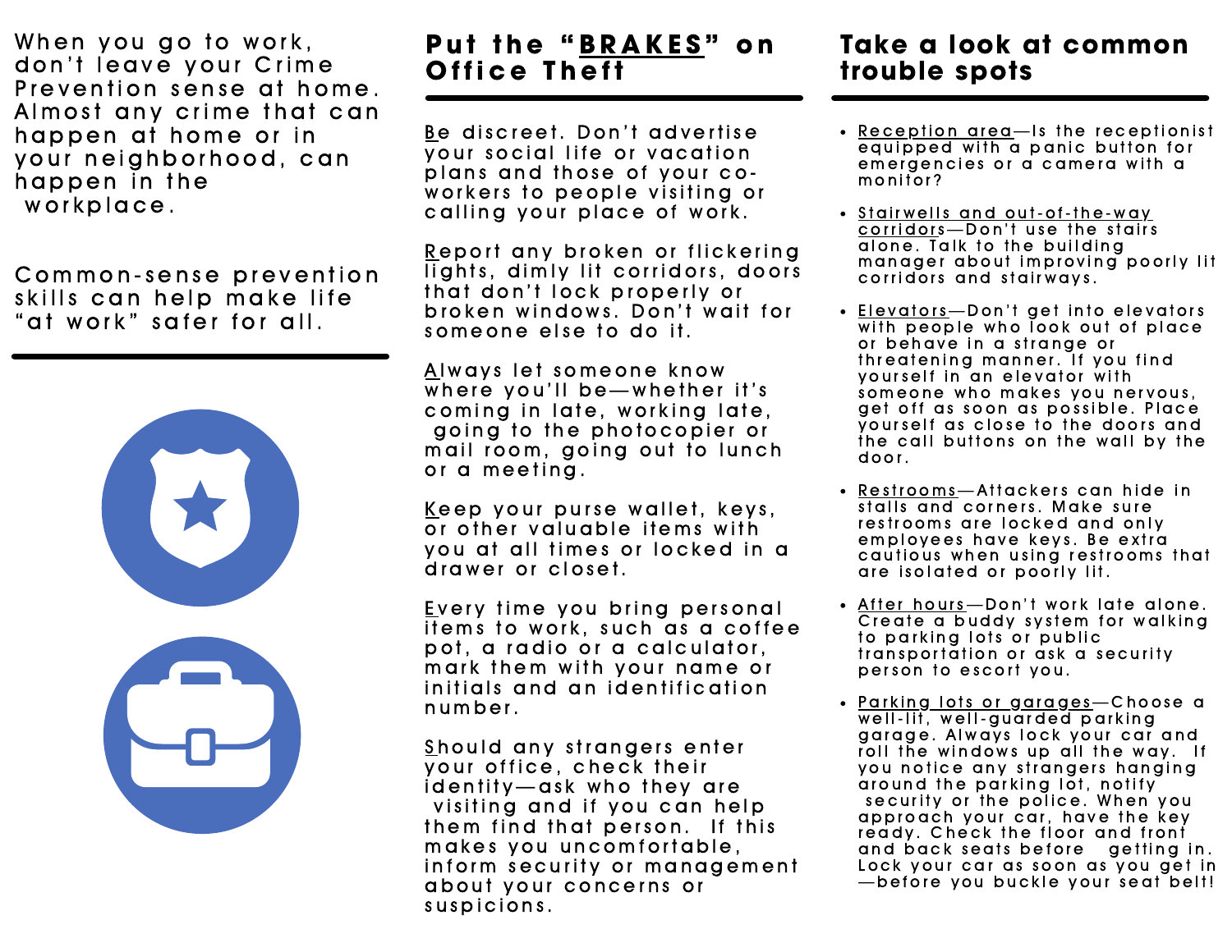When you go to work, don't leave your Crime Prevention sense at home. Almost any crime that can happen at home or in your neighborhood, can happen in the workplace.

Common-sense prevention skills can help make life "at work" safer for all.

## Put the "BRAKES" on Office Theft

Be discreet. Don't advertise your social life or vacation plans and those of your co-workers to people visiting or calling your place of work.

Report any broken or flickering lights, dimly lit corridors, doors that don't lock properly or broken windows. Don't wait for someone else to do it.

Always let someone know where you'll be—whether it's coming in late, working late, going to the photocopier or mail room, going out to lunch or a meeting.

Keep your purse wallet, keys, or other valuable items with you at all times or locked in a drawer or closet.

Every time you bring personal items to work, such as a coffee pot, a radio or a calculator, mark them with your name or initials and an identification number.

Should any strangers enter your office, check their identity—ask who they are visiting and if you can help them find that person. If this makes you uncomfortable, inform security or management about your concerns or suspicions.

## Take a look at common trouble spots

- Reception area—Is the receptionist equipped with a panic button for emergencies or a camera with a monitor?
- Stairwells and out-of-the-way corridors—Don't use the stairs alone. Talk to the building manager about improving poorly lit corridors and stairways.
- Elevators—Don't get into elevators with people who look out of place or behave in a strange or threatening manner. If you find yourself in an elevator with someone who makes you nervous, get off as soon as possible. Place yourself as close to the doors and the call buttons on the wall by the door.
- Restrooms—Attackers can hide in stalls and corners. Make sure restrooms are locked and only employees have keys. Be extra cautious when using restrooms that are isolated or poorly lit.
- After hours—Don't work late alone. Create a buddy system for walking to parking lots or public transportation or ask a security person to escort you.
- Parking lots or garages—Choose a well-lit, well-guarded parking garage. Always lock your car and roll the windows up all the way. If you notice any strangers hanging around the parking lot, notify security or the police. When you approach your car, have the key ready. Check the floor and front and back seats before getting in. Lock your car as soon as you get in—before you buckle your seat belt!